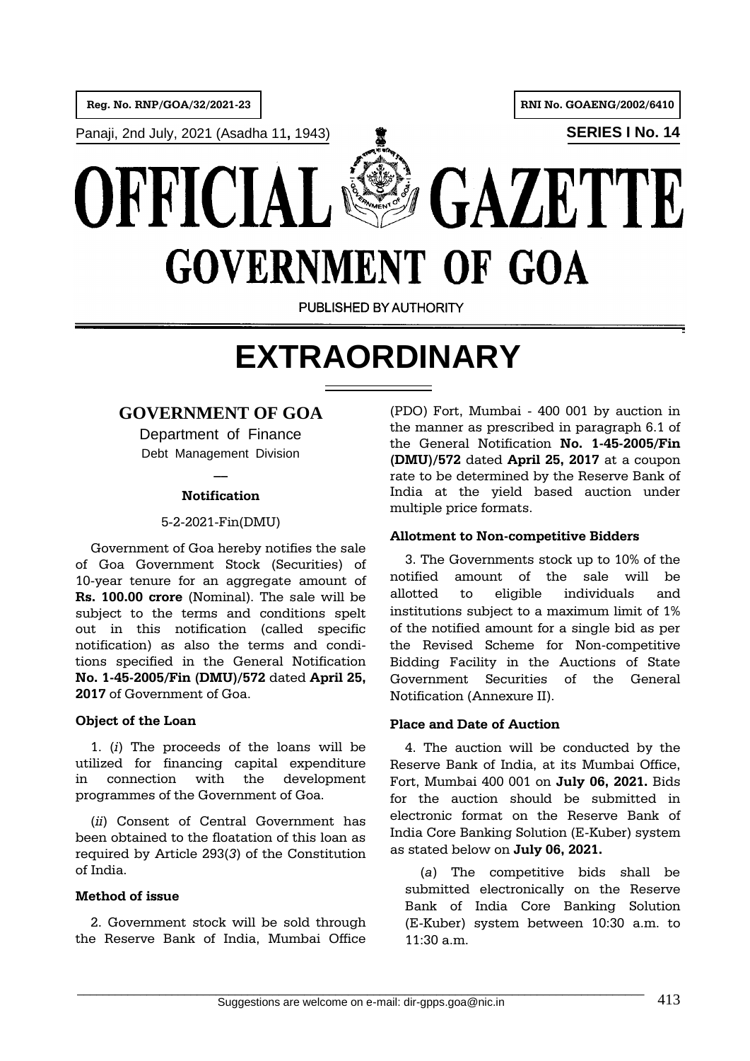Reg. No. RNP/GOA/32/2021-23

RNI No. GOAENG/2002/6410

Panaji, 2nd July, 2021 (Asadha 11, 1943)

SERIES I No. 14

# OFFICIAL GAZETTE
# GOVERNMENT OF GOA

PUBLISHED BY AUTHORITY

# EXTRAORDINARY

## GOVERNMENT OF GOA

Department of Finance

Debt Management Division

—

### Notification

5-2-2021-Fin(DMU)

Government of Goa hereby notifies the sale of Goa Government Stock (Securities) of 10-year tenure for an aggregate amount of **Rs. 100.00 crore** (Nominal). The sale will be subject to the terms and conditions spelt out in this notification (called specific notification) as also the terms and conditions specified in the General Notification **No. 1-45-2005/Fin (DMU)/572** dated **April 25, 2017** of Government of Goa.

**Object of the Loan**

1. (*i*) The proceeds of the loans will be utilized for financing capital expenditure in connection with the development programmes of the Government of Goa.

(*ii*) Consent of Central Government has been obtained to the floatation of this loan as required by Article 293(*3*) of the Constitution of India.

**Method of issue**

2. Government stock will be sold through the Reserve Bank of India, Mumbai Office (PDO) Fort, Mumbai - 400 001 by auction in the manner as prescribed in paragraph 6.1 of the General Notification **No. 1-45-2005/Fin (DMU)/572** dated **April 25, 2017** at a coupon rate to be determined by the Reserve Bank of India at the yield based auction under multiple price formats.

**Allotment to Non-competitive Bidders**

3. The Governments stock up to 10% of the notified amount of the sale will be allotted to eligible individuals and institutions subject to a maximum limit of 1% of the notified amount for a single bid as per the Revised Scheme for Non-competitive Bidding Facility in the Auctions of State Government Securities of the General Notification (Annexure II).

**Place and Date of Auction**

4. The auction will be conducted by the Reserve Bank of India, at its Mumbai Office, Fort, Mumbai 400 001 on **July 06, 2021.** Bids for the auction should be submitted in electronic format on the Reserve Bank of India Core Banking Solution (E-Kuber) system as stated below on **July 06, 2021.**

(*a*) The competitive bids shall be submitted electronically on the Reserve Bank of India Core Banking Solution (E-Kuber) system between 10:30 a.m. to 11:30 a.m.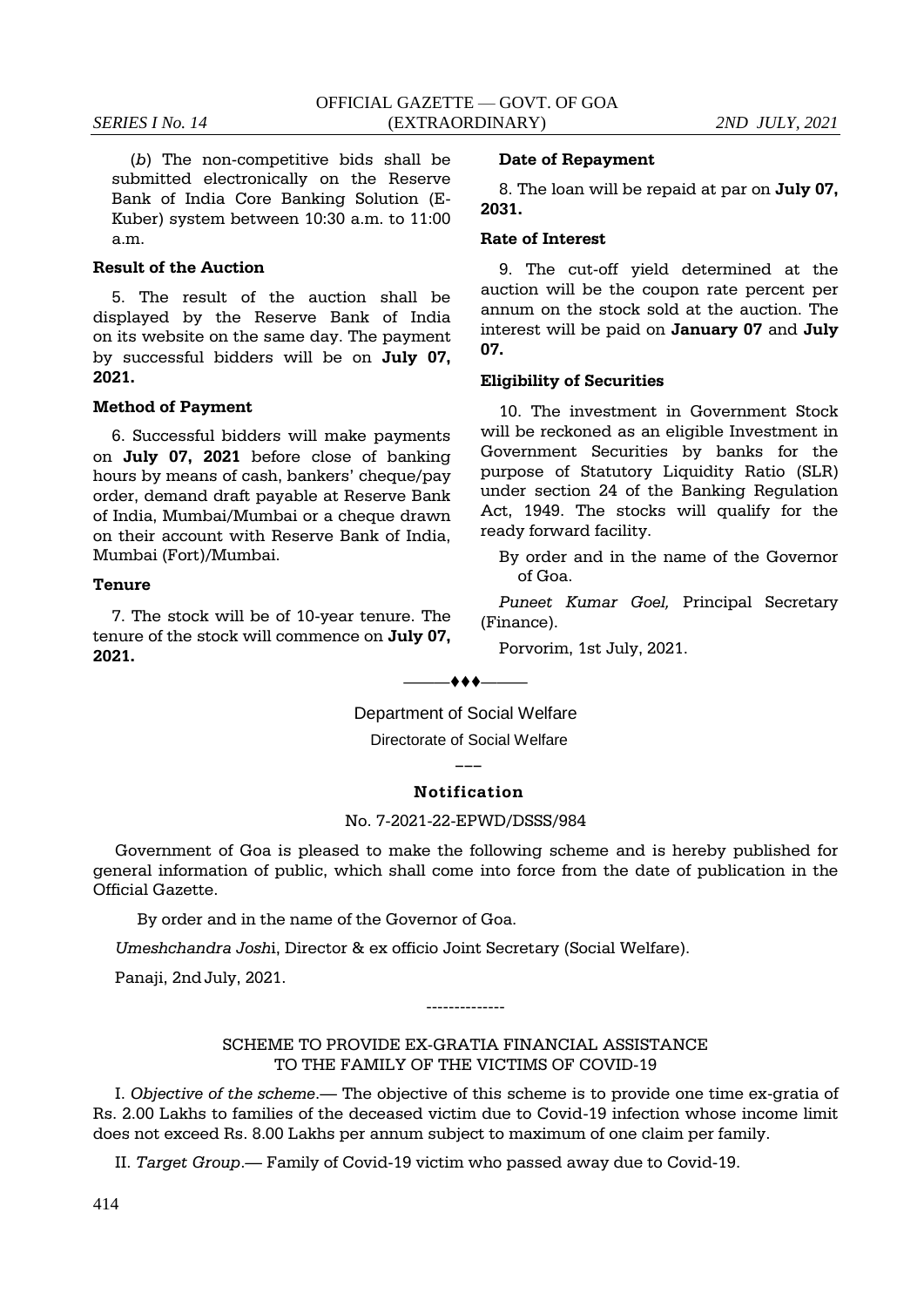(*b*) The non-competitive bids shall be submitted electronically on the Reserve Bank of India Core Banking Solution (E-Kuber) system between 10:30 a.m. to 11:00 a.m.

**Result of the Auction**

5. The result of the auction shall be displayed by the Reserve Bank of India on its website on the same day. The payment by successful bidders will be on **July 07, 2021.**

**Method of Payment**

6. Successful bidders will make payments on **July 07, 2021** before close of banking hours by means of cash, bankers' cheque/pay order, demand draft payable at Reserve Bank of India, Mumbai/Mumbai or a cheque drawn on their account with Reserve Bank of India, Mumbai (Fort)/Mumbai.

**Tenure**

7. The stock will be of 10-year tenure. The tenure of the stock will commence on **July 07, 2021.**

**Date of Repayment**

8. The loan will be repaid at par on **July 07, 2031.**

**Rate of Interest**

9. The cut-off yield determined at the auction will be the coupon rate percent per annum on the stock sold at the auction. The interest will be paid on **January 07** and **July 07.**

**Eligibility of Securities**

10. The investment in Government Stock will be reckoned as an eligible Investment in Government Securities by banks for the purpose of Statutory Liquidity Ratio (SLR) under section 24 of the Banking Regulation Act, 1949. The stocks will qualify for the ready forward facility.

By order and in the name of the Governor of Goa.

*Puneet Kumar Goel,* Principal Secretary (Finance).

Porvorim, 1st July, 2021.

———♦♦♦———

Department of Social Welfare

Directorate of Social Welfare

———

**Notification**

No. 7-2021-22-EPWD/DSSS/984

Government of Goa is pleased to make the following scheme and is hereby published for general information of public, which shall come into force from the date of publication in the Official Gazette.

By order and in the name of the Governor of Goa.

*Umeshchandra Joshi*, Director & ex officio Joint Secretary (Social Welfare).

Panaji, 2nd July, 2021.

--------------

SCHEME TO PROVIDE EX-GRATIA FINANCIAL ASSISTANCE TO THE FAMILY OF THE VICTIMS OF COVID-19

I. *Objective of the scheme*.— The objective of this scheme is to provide one time ex-gratia of Rs. 2.00 Lakhs to families of the deceased victim due to Covid-19 infection whose income limit does not exceed Rs. 8.00 Lakhs per annum subject to maximum of one claim per family.

II. *Target Group*.— Family of Covid-19 victim who passed away due to Covid-19.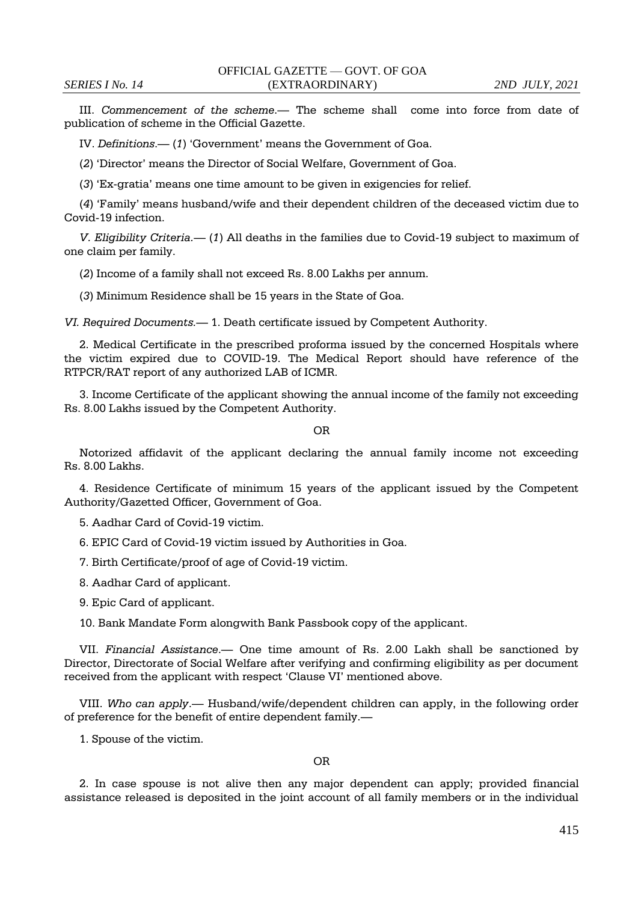III. *Commencement of the scheme*.— The scheme shall come into force from date of publication of scheme in the Official Gazette.

IV. *Definitions*.— (*1*) 'Government' means the Government of Goa.

(*2*) 'Director' means the Director of Social Welfare, Government of Goa.

(*3*) 'Ex-gratia' means one time amount to be given in exigencies for relief.

(*4*) 'Family' means husband/wife and their dependent children of the deceased victim due to Covid-19 infection.

*V. Eligibility Criteria*.— (*1*) All deaths in the families due to Covid-19 subject to maximum of one claim per family.

(*2*) Income of a family shall not exceed Rs. 8.00 Lakhs per annum.

(*3*) Minimum Residence shall be 15 years in the State of Goa.

*VI. Required Documents*.— 1. Death certificate issued by Competent Authority.

2. Medical Certificate in the prescribed proforma issued by the concerned Hospitals where the victim expired due to COVID-19. The Medical Report should have reference of the RTPCR/RAT report of any authorized LAB of ICMR.

3. Income Certificate of the applicant showing the annual income of the family not exceeding Rs. 8.00 Lakhs issued by the Competent Authority.

OR

Notorized affidavit of the applicant declaring the annual family income not exceeding Rs. 8.00 Lakhs.

4. Residence Certificate of minimum 15 years of the applicant issued by the Competent Authority/Gazetted Officer, Government of Goa.

5. Aadhar Card of Covid-19 victim.

6. EPIC Card of Covid-19 victim issued by Authorities in Goa.

7. Birth Certificate/proof of age of Covid-19 victim.

8. Aadhar Card of applicant.

9. Epic Card of applicant.

10. Bank Mandate Form alongwith Bank Passbook copy of the applicant.

VII. *Financial Assistance*.— One time amount of Rs. 2.00 Lakh shall be sanctioned by Director, Directorate of Social Welfare after verifying and confirming eligibility as per document received from the applicant with respect 'Clause VI' mentioned above.

VIII. *Who can apply*.— Husband/wife/dependent children can apply, in the following order of preference for the benefit of entire dependent family.—

1. Spouse of the victim.

OR

2. In case spouse is not alive then any major dependent can apply; provided financial assistance released is deposited in the joint account of all family members or in the individual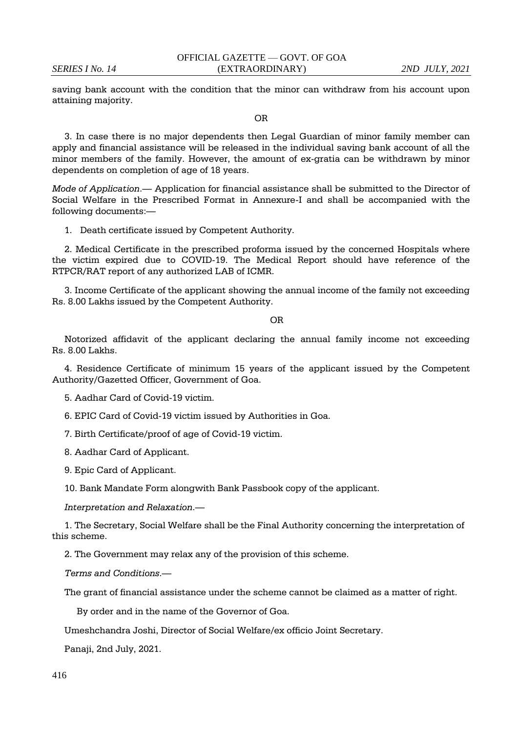saving bank account with the condition that the minor can withdraw from his account upon attaining majority.

OR

3. In case there is no major dependents then Legal Guardian of minor family member can apply and financial assistance will be released in the individual saving bank account of all the minor members of the family. However, the amount of ex-gratia can be withdrawn by minor dependents on completion of age of 18 years.

*Mode of Application*.— Application for financial assistance shall be submitted to the Director of Social Welfare in the Prescribed Format in Annexure-I and shall be accompanied with the following documents:—

1. Death certificate issued by Competent Authority.

2. Medical Certificate in the prescribed proforma issued by the concerned Hospitals where the victim expired due to COVID-19. The Medical Report should have reference of the RTPCR/RAT report of any authorized LAB of ICMR.

3. Income Certificate of the applicant showing the annual income of the family not exceeding Rs. 8.00 Lakhs issued by the Competent Authority.

OR

Notorized affidavit of the applicant declaring the annual family income not exceeding Rs. 8.00 Lakhs.

4. Residence Certificate of minimum 15 years of the applicant issued by the Competent Authority/Gazetted Officer, Government of Goa.

5. Aadhar Card of Covid-19 victim.

6. EPIC Card of Covid-19 victim issued by Authorities in Goa.

7. Birth Certificate/proof of age of Covid-19 victim.

8. Aadhar Card of Applicant.

9. Epic Card of Applicant.

10. Bank Mandate Form alongwith Bank Passbook copy of the applicant.

*Interpretation and Relaxation*.—

1. The Secretary, Social Welfare shall be the Final Authority concerning the interpretation of this scheme.

2. The Government may relax any of the provision of this scheme.

*Terms and Conditions*.—

The grant of financial assistance under the scheme cannot be claimed as a matter of right.

By order and in the name of the Governor of Goa.

Umeshchandra Joshi, Director of Social Welfare/ex officio Joint Secretary.

Panaji, 2nd July, 2021.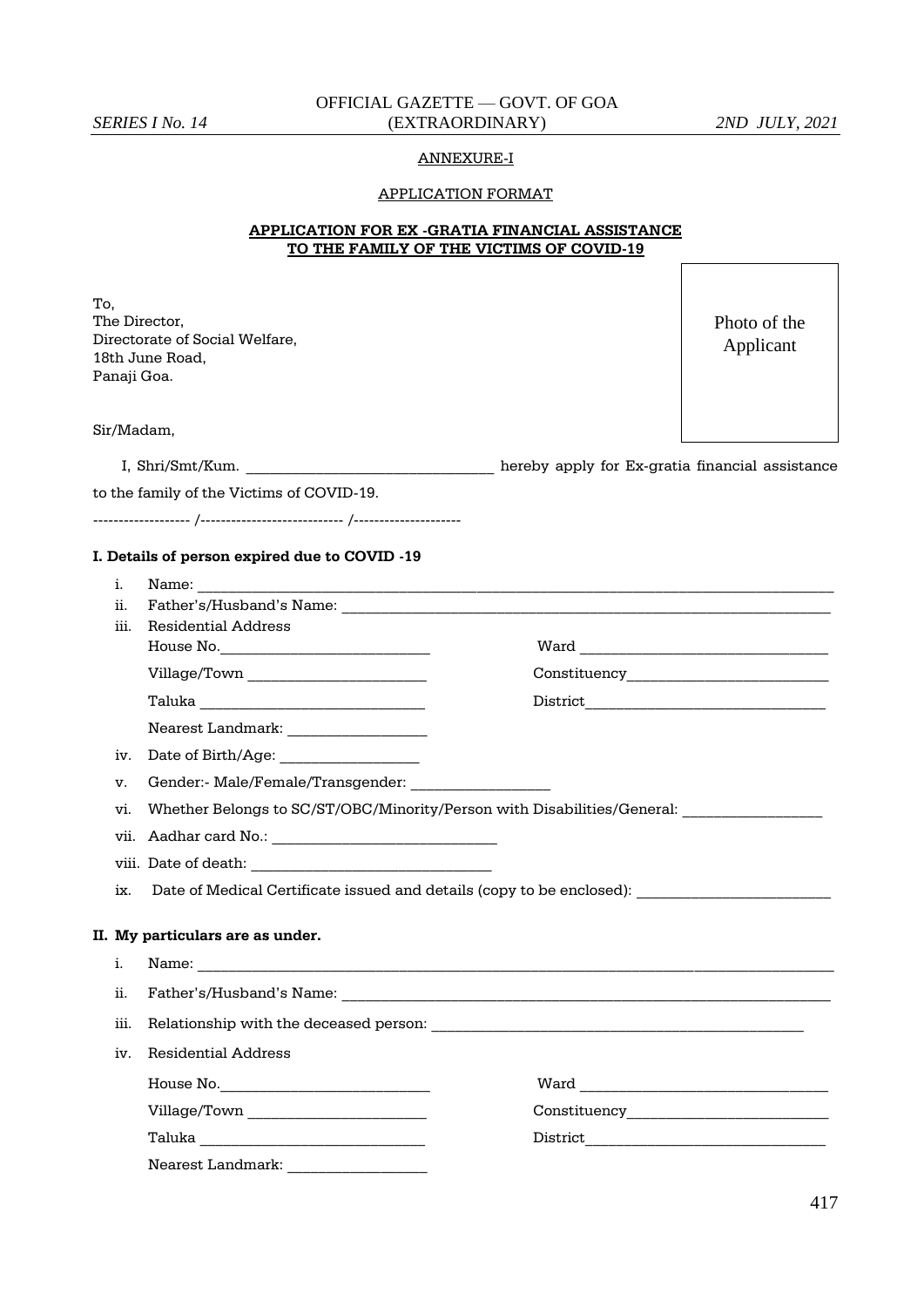ANNEXURE-I

APPLICATION FORMAT

**APPLICATION FOR EX -GRATIA FINANCIAL ASSISTANCE TO THE FAMILY OF THE VICTIMS OF COVID-19**

To,
The Director,
Directorate of Social Welfare,
18th June Road,
Panaji Goa.

Photo of the Applicant

Sir/Madam,

I, Shri/Smt/Kum. ________________________________ hereby apply for Ex-gratia financial assistance to the family of the Victims of COVID-19.

------------------- /---------------------------- /---------------------

**I. Details of person expired due to COVID -19**

i. Name: ________________________________________________________________

ii. Father's/Husband's Name: _____________________________________________

iii. Residential Address

House No.___________________________ Ward ________________________________

Village/Town _______________________ Constituency__________________________

Taluka _____________________________ District_______________________________

Nearest Landmark: __________________

iv. Date of Birth/Age: __________________

v. Gender:- Male/Female/Transgender: __________________

vi. Whether Belongs to SC/ST/OBC/Minority/Person with Disabilities/General: __________________

vii. Aadhar card No.: _____________________________

viii. Date of death: _______________________________

ix. Date of Medical Certificate issued and details (copy to be enclosed): _________________________

**II. My particulars are as under.**

i. Name: ________________________________________________________________

ii. Father's/Husband's Name: _____________________________________________

iii. Relationship with the deceased person: _________________________________________________

iv. Residential Address

House No.___________________________ Ward ________________________________

Village/Town _______________________ Constituency__________________________

Taluka _____________________________ District_______________________________

Nearest Landmark: __________________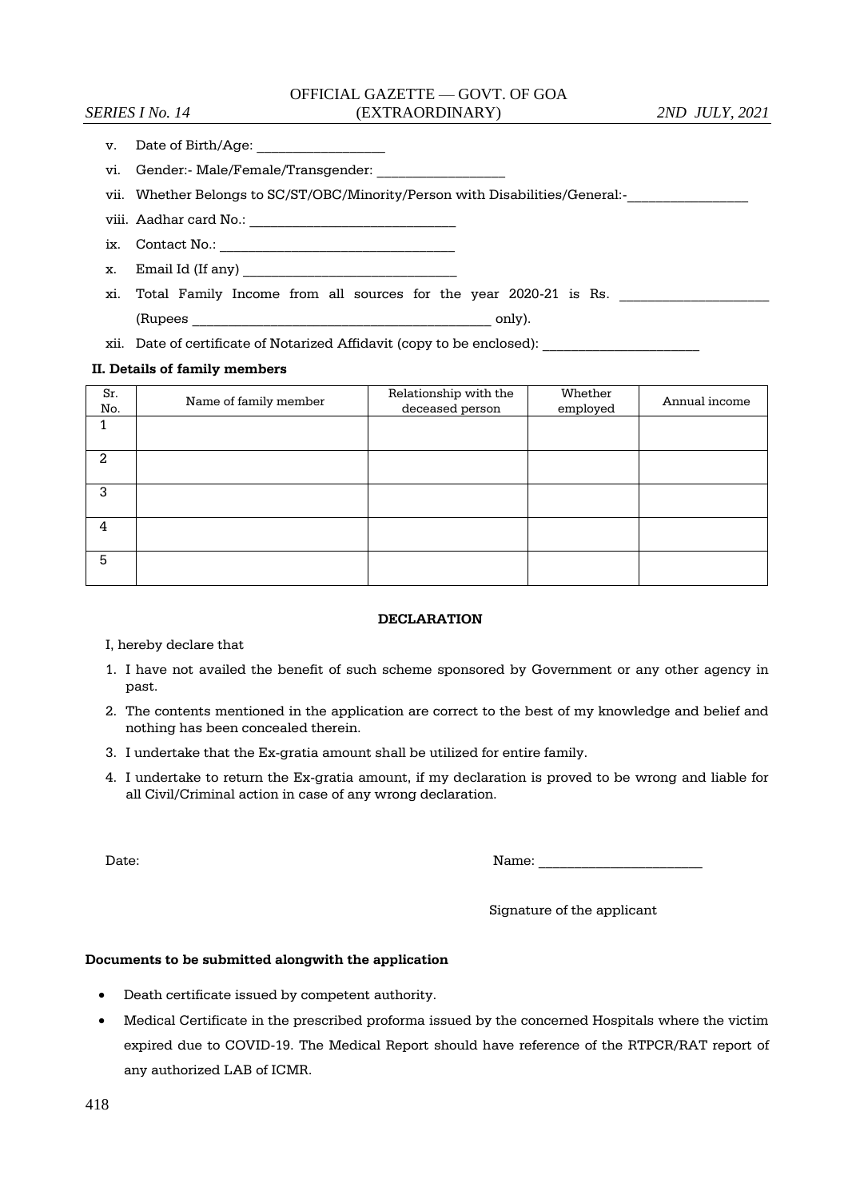v. Date of Birth/Age: ___________________

vi. Gender:- Male/Female/Transgender: ___________________

vii. Whether Belongs to SC/ST/OBC/Minority/Person with Disabilities/General:-___________________

viii. Aadhar card No.: ________________________________

ix. Contact No.: ____________________________________

x. Email Id (If any) _________________________________

xi. Total Family Income from all sources for the year 2020-21 is Rs. _______________________ (Rupees ______________________________________________ only).

xii. Date of certificate of Notarized Affidavit (copy to be enclosed): ________________________

**II. Details of family members**

| Sr. No. | Name of family member | Relationship with the deceased person | Whether employed | Annual income |
|---|---|---|---|---|
| 1 | | | | |
| 2 | | | | |
| 3 | | | | |
| 4 | | | | |
| 5 | | | | |

**DECLARATION**

I, hereby declare that

1. I have not availed the benefit of such scheme sponsored by Government or any other agency in past.
2. The contents mentioned in the application are correct to the best of my knowledge and belief and nothing has been concealed therein.
3. I undertake that the Ex-gratia amount shall be utilized for entire family.
4. I undertake to return the Ex-gratia amount, if my declaration is proved to be wrong and liable for all Civil/Criminal action in case of any wrong declaration.

Date:

Name: ________________________

Signature of the applicant

**Documents to be submitted alongwith the application**

- Death certificate issued by competent authority.
- Medical Certificate in the prescribed proforma issued by the concerned Hospitals where the victim expired due to COVID-19. The Medical Report should have reference of the RTPCR/RAT report of any authorized LAB of ICMR.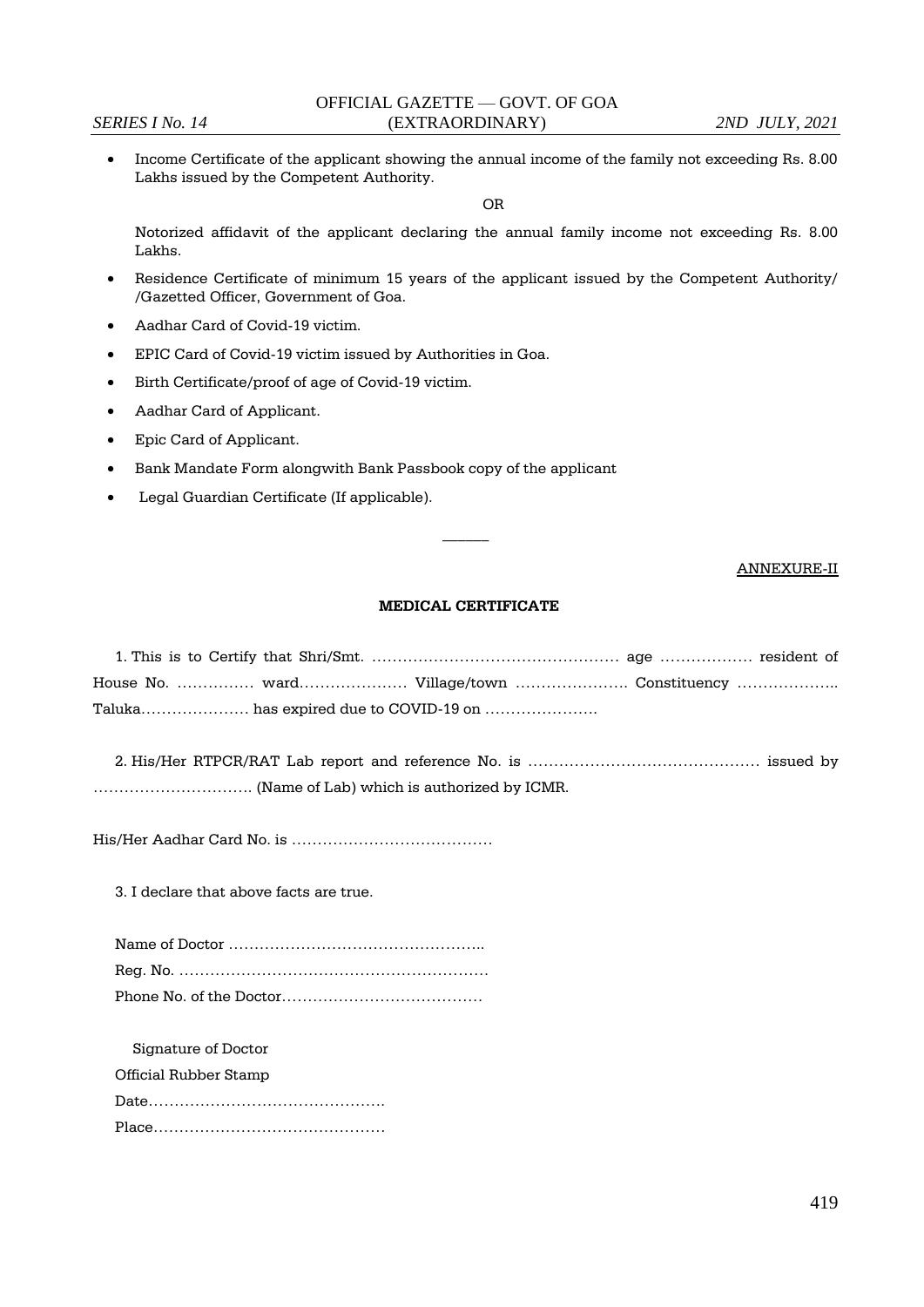- Income Certificate of the applicant showing the annual income of the family not exceeding Rs. 8.00 Lakhs issued by the Competent Authority.

OR

Notorized affidavit of the applicant declaring the annual family income not exceeding Rs. 8.00 Lakhs.

- Residence Certificate of minimum 15 years of the applicant issued by the Competent Authority/ /Gazetted Officer, Government of Goa.
- Aadhar Card of Covid-19 victim.
- EPIC Card of Covid-19 victim issued by Authorities in Goa.
- Birth Certificate/proof of age of Covid-19 victim.
- Aadhar Card of Applicant.
- Epic Card of Applicant.
- Bank Mandate Form alongwith Bank Passbook copy of the applicant
- Legal Guardian Certificate (If applicable).

———

ANNEXURE-II

**MEDICAL CERTIFICATE**

1. This is to Certify that Shri/Smt. ………………………………………… age ……………… resident of House No. …………… ward………………… Village/town …………………. Constituency ……………….. Taluka………………… has expired due to COVID-19 on ………………….

2. His/Her RTPCR/RAT Lab report and reference No. is ……………………………………… issued by …………………………. (Name of Lab) which is authorized by ICMR.

His/Her Aadhar Card No. is …………………………………

3. I declare that above facts are true.

Name of Doctor …………………………………………..
Reg. No. ……………………………………………………
Phone No. of the Doctor…………………………………

Signature of Doctor
Official Rubber Stamp
Date……………………………………….
Place………………………………………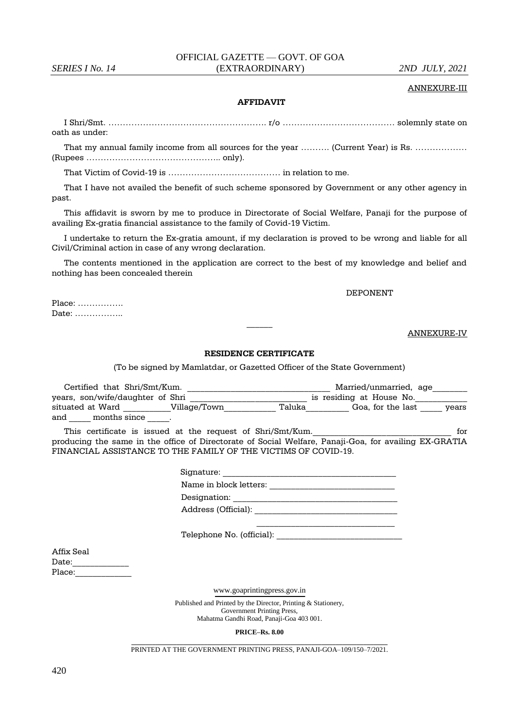ANNEXURE-III

## AFFIDAVIT

I Shri/Smt. ………………………………………………. r/o ………………………………… solemnly state on oath as under:

That my annual family income from all sources for the year ………. (Current Year) is Rs. ……………… (Rupees ……………………………………….. only).

That Victim of Covid-19 is ………………………………… in relation to me.

That I have not availed the benefit of such scheme sponsored by Government or any other agency in past.

This affidavit is sworn by me to produce in Directorate of Social Welfare, Panaji for the purpose of availing Ex-gratia financial assistance to the family of Covid-19 Victim.

I undertake to return the Ex-gratia amount, if my declaration is proved to be wrong and liable for all Civil/Criminal action in case of any wrong declaration.

The contents mentioned in the application are correct to the best of my knowledge and belief and nothing has been concealed therein

DEPONENT

Place: …………….
Date: ……………..

———

ANNEXURE-IV

## RESIDENCE CERTIFICATE

(To be signed by Mamlatdar, or Gazetted Officer of the State Government)

Certified that Shri/Smt/Kum. __________________________________ Married/unmarried, age________ years, son/wife/daughter of Shri ___________________________ is residing at House No.____________ situated at Ward ___________Village/Town____________ Taluka__________ Goa, for the last _____ years and _____ months since _____.

This certificate is issued at the request of Shri/Smt/Kum.________________________________ for producing the same in the office of Directorate of Social Welfare, Panaji-Goa, for availing EX-GRATIA FINANCIAL ASSISTANCE TO THE FAMILY OF THE VICTIMS OF COVID-19.

Signature: _________________________________________

Name in block letters: _____________________________

Designation: ______________________________________

Address (Official): _________________________________

________________________________

Telephone No. (official): _____________________________

Affix Seal
Date:_____________
Place:_____________

www.goaprintingpress.gov.in

Published and Printed by the Director, Printing & Stationery,
Government Printing Press,
Mahatma Gandhi Road, Panaji-Goa 403 001.

**PRICE–Rs. 8.00**

PRINTED AT THE GOVERNMENT PRINTING PRESS, PANAJI-GOA–109/150–7/2021.